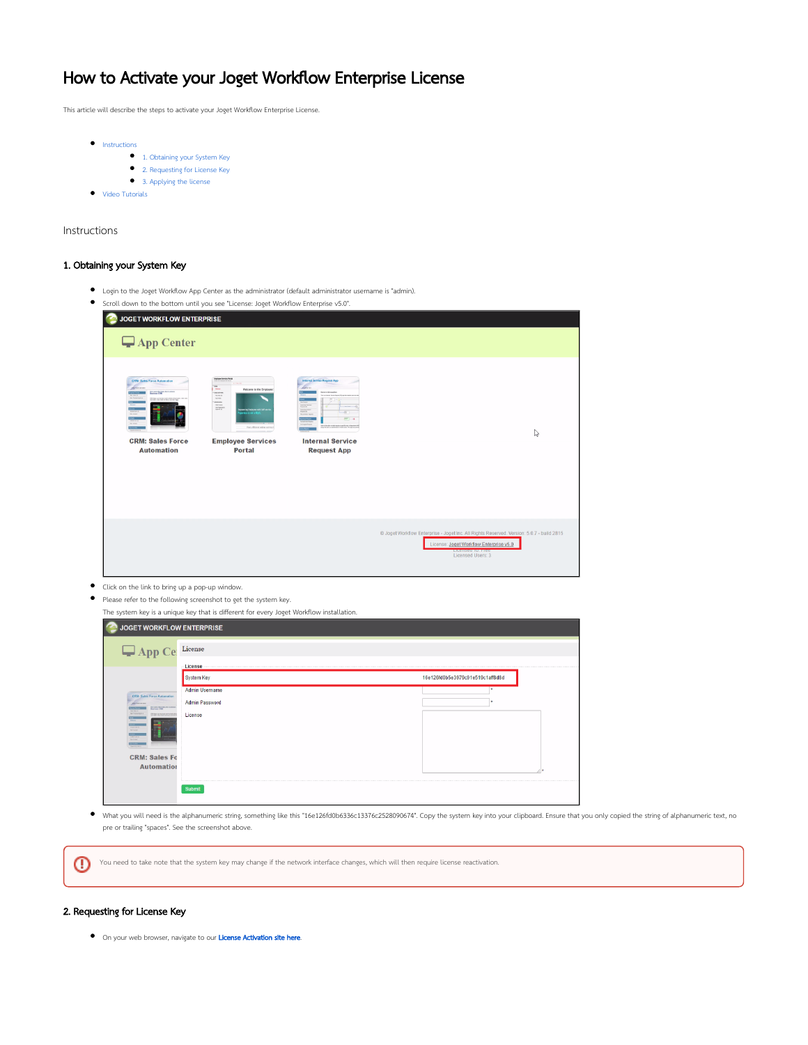# How to Activate your Joget Workflow Enterprise License

This article will describe the steps to activate your Joget Workflow Enterprise License.

- Instructions
  - 1. Obtaining your System Key
  - 2. Requesting for License Key
  - 3. Applying the license
- Video Tutorials

## Instructions

### 1. Obtaining your System Key

- Login to the Joget Workflow App Center as the administrator (default administrator username is "admin).
- Scroll down to the bottom until you see "License: Joget Workflow Enterprise v5.0".
- Click on the link to bring up a pop-up window.
- Please refer to the following screenshot to get the system key.
  The system key is a unique key that is different for every Joget Workflow installation.
- What you will need is the alphanumeric string, something like this "16e126fd0b6336c13376c2528090674". Copy the system key into your clipboard. Ensure that you only copied the string of alphanumeric text, no pre or trailing "spaces". See the screenshot above.

> You need to take note that the system key may change if the network interface changes, which will then require license reactivation.

### 2. Requesting for License Key

- On your web browser, navigate to our License Activation site here.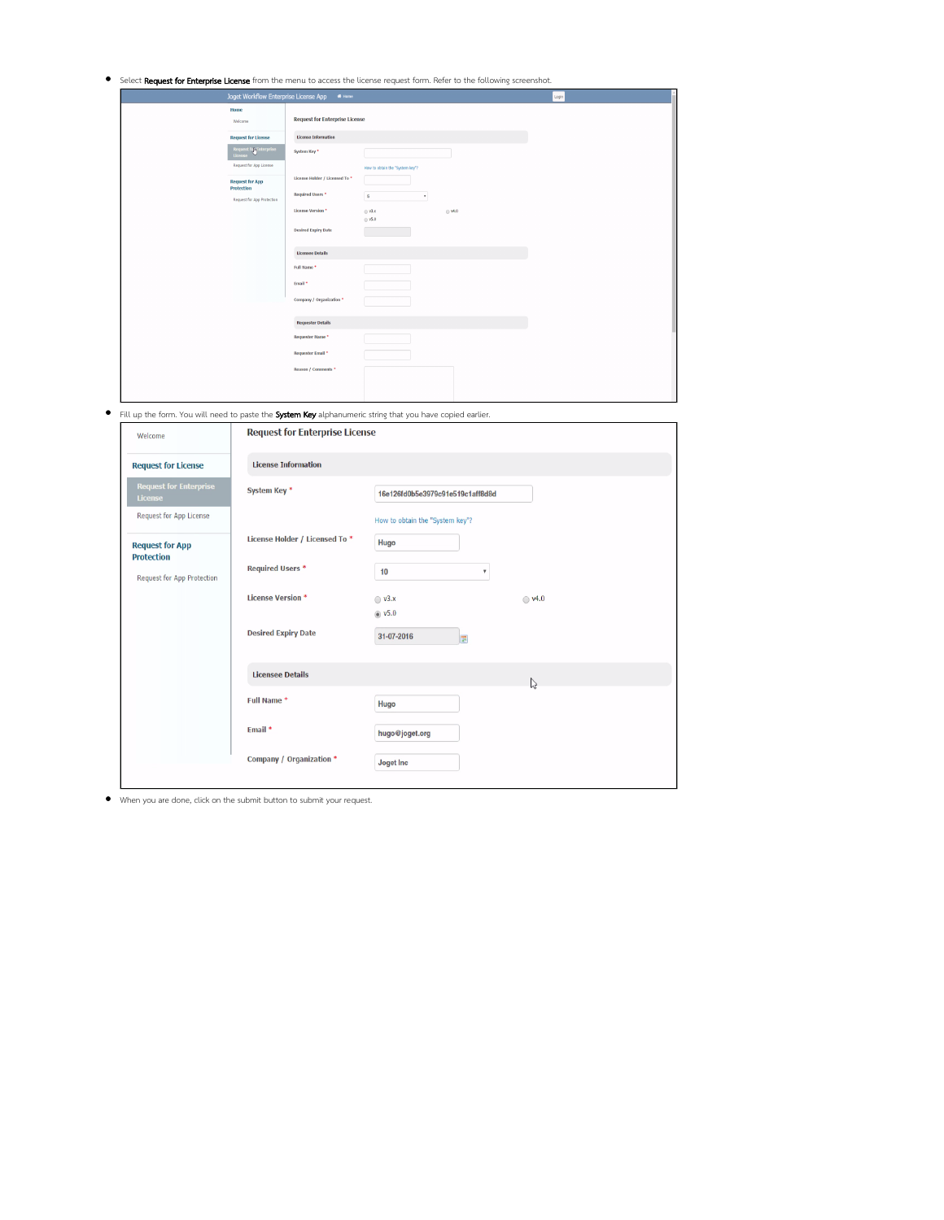- Select **Request for Enterprise License** from the menu to access the license request form. Refer to the following screenshot.

- Fill up the form. You will need to paste the **System Key** alphanumeric string that you have copied earlier.

- When you are done, click on the submit button to submit your request.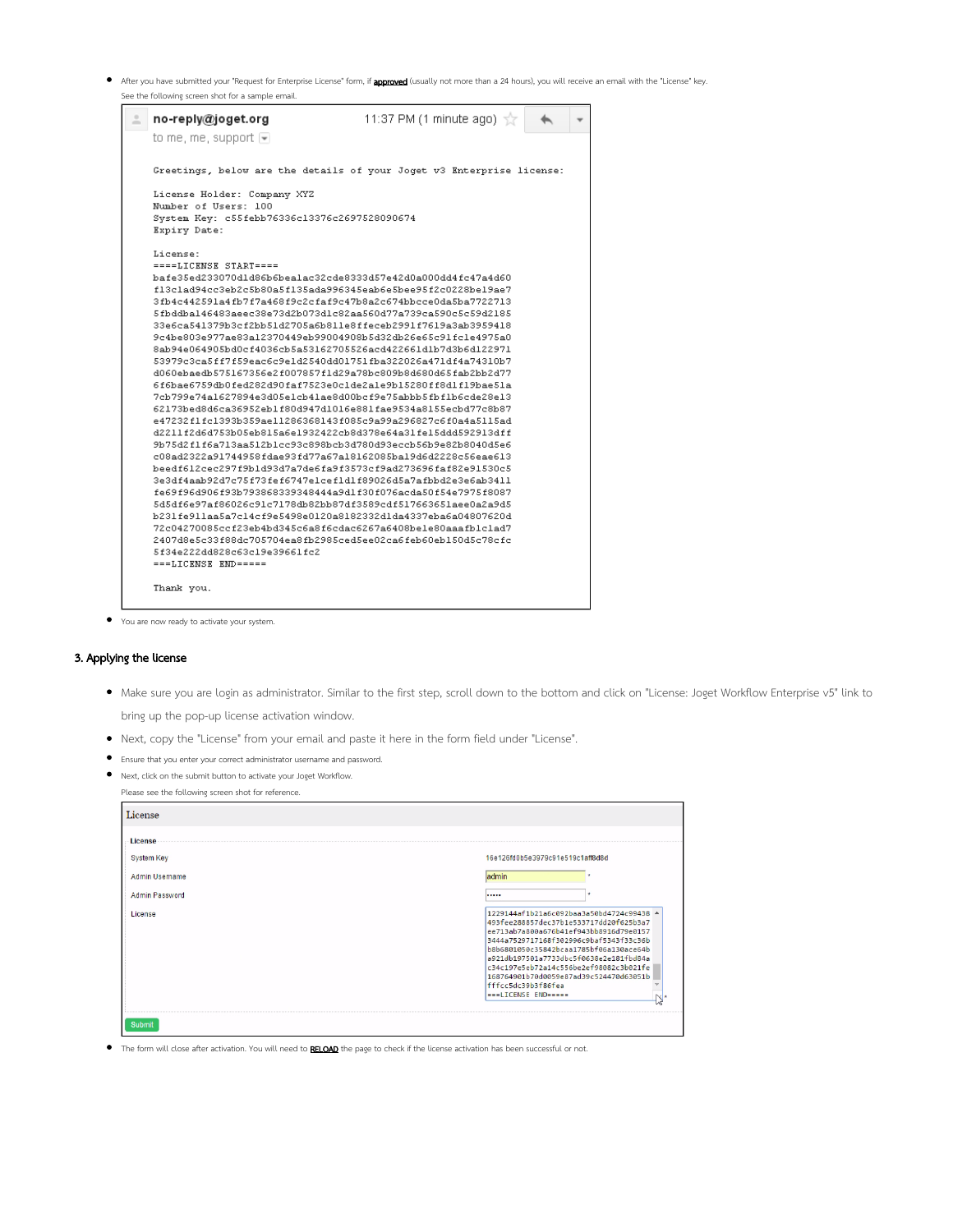- After you have submitted your "Request for Enterprise License" form, if **approved** (usually not more than a 24 hours), you will receive an email with the "License" key.

  See the following screen shot for a sample email.

```
no-reply@joget.org                    11:37 PM (1 minute ago)
to me, me, support

Greetings, below are the details of your Joget v3 Enterprise license:

License Holder: Company XYZ
Number of Users: 100
System Key: c55febb76336c13376c2697528090674
Expiry Date:

License:
====LICENSE START====
bafe35ed233070d1d86b6bea1ac32cde8333d57e42d0a000dd4fc47a4d60
f13c1ad94cc3eb2c5b80a5f135ada996345eab6e5bee95f2c0228be19ae7
3fb4c442591a4fb7f7a468f9c2cfaf9c47b8a2c674bbcce0da5ba7722713
5fbddba146483aeec38e73d2b073d1c82aa560d77a739ca590c5c59d2185
33e6ca541379b3cf2bb51d2705a6b811e8ffeceb2991f7619a3ab3959418
9c4be803e977ae83a12370449eb99004908b5d32db26e65c91fc1e4975a0
8ab94e064905bd0cf4036cb5a53162705526acd422661d1b7d3b6d122971
53979c3ca5ff7f59eac6c9e1d2540dd01751fba322026a471df4a74310b7
d060ebaedb575167356e2f007857f1d29a78bc809b8d680d65fab2bb2d77
6f6bae6759db0fed282d90faf7523e0c1de2a1e9b15280ff8d1f19bae51a
7cb799e74a1627894e3d05e1cb41ae8d00bcf9e75abbb5fbf1b6cde28e13
62173bed8d6ca36952eb1f80d947d1016e881fae9534a8155ecbd77c8b87
e47232f1fc1393b359ae11286368143f085c9a99a296827c6f0a4a5115ad
d2211f2d6d753b05eb815a6e1932422cb8d378e64a31fe15ddd592913dff
9b75d2f1f6a713aa512b1cc93c898bcb3d780d93eccb56b9e82b8040d5e6
c08ad2322a91744958fdae93fd77a67a18162085ba19d6d2228c56eae613
beedf612cec297f9b1d93d7a7de6fa9f3573cf9ad273696faf82e91530c5
3e3df4aab92d7c75f73fef6747e1cef1d1f89026d5a7afbbd2e3e6ab3411
fe69f96d906f93b793868339348444a9d1f30f076acda50f54e7975f8087
5d5df6e97af86026c91c7178db82bb87df3589cdf517663651aee0a2a9d5
b231fe911aa5a7c14cf9e5498e0120a8182332d1da4337eba6a04807620d
72c04270085ccf23eb4bd345c6a8f6cdac6267a6408be1e80aaafb1c1ad7
2407d8e5c33f88dc705704ea8fb2985ced5ee02ca6feb60eb150d5c78cfc
5f34e222dd828c63c19e39661fc2
===LICENSE END=====

Thank you.
```

- You are now ready to activate your system.

### 3. Applying the license

- Make sure you are login as administrator. Similar to the first step, scroll down to the bottom and click on "License: Joget Workflow Enterprise v5" link to bring up the pop-up license activation window.
- Next, copy the "License" from your email and paste it here in the form field under "License".
- Ensure that you enter your correct administrator username and password.
- Next, click on the submit button to activate your Joget Workflow.

  Please see the following screen shot for reference.

```
License

License
System Key        16e126fd0b5e3979c91e519c1aff8d8d
Admin Username    admin *
Admin Password    ***** *
License           1229144af1b21a6c092baa3a50bd4724c99438
                  493fee288857dec37b1e533717dd20f625b3a7
                  ee713ab7a800a676b41ef943bb8916d79e0157
                  3444a7529717168f302996c9baf5343f33c36b
                  b8b6801050c35842bcaa1785bf06a130ace64b
                  a921db197501a7733dbc5f0638e2e181fbd84a
                  c34c197e5eb72a14c556be2ef98082c3b021fe
                  168764901b70d0059e87ad39c524470d63051b
                  fffcc5dc39b3f86fea
                  ===LICENSE END=====

Submit
```

- The form will close after activation. You will need to **RELOAD** the page to check if the license activation has been successful or not.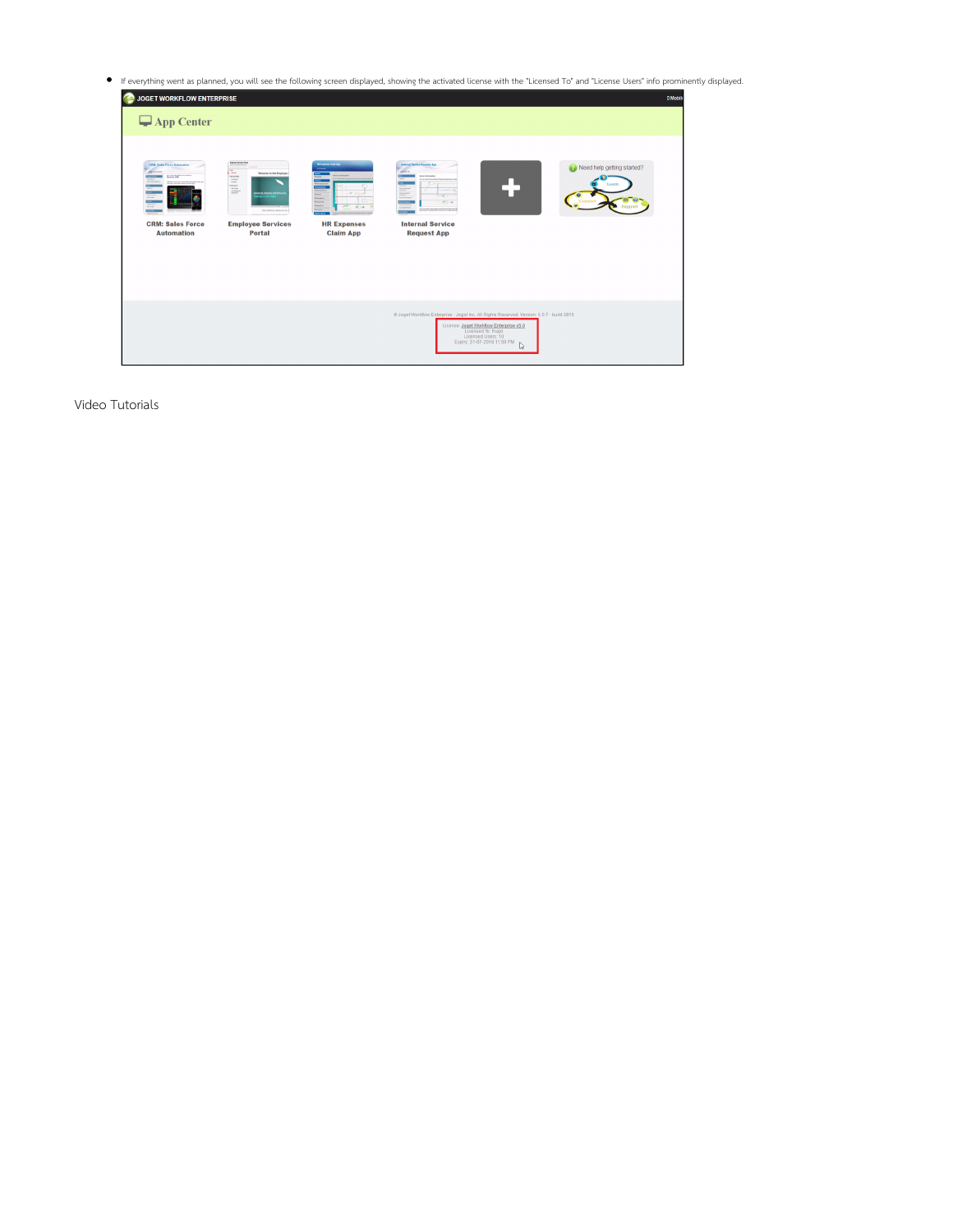- If everything went as planned, you will see the following screen displayed, showing the activated license with the "Licensed To" and "License Users" info prominently displayed.

Video Tutorials